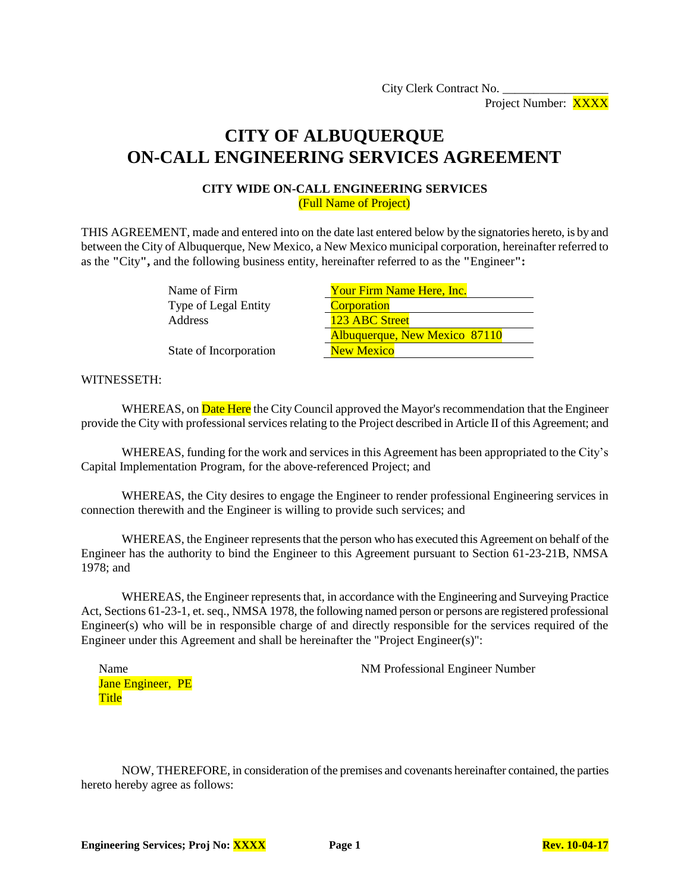City Clerk Contract No. _________________

Project Number: XXXX

# CITY OF ALBUQUERQUE
# ON-CALL ENGINEERING SERVICES AGREEMENT

**CITY WIDE ON-CALL ENGINEERING SERVICES**

(Full Name of Project)

THIS AGREEMENT, made and entered into on the date last entered below by the signatories hereto, is by and between the City of Albuquerque, New Mexico, a New Mexico municipal corporation, hereinafter referred to as the "City", and the following business entity, hereinafter referred to as the "Engineer":

| | |
|---|---|
| Name of Firm | Your Firm Name Here, Inc. |
| Type of Legal Entity | Corporation |
| Address | 123 ABC Street |
| | Albuquerque, New Mexico 87110 |
| State of Incorporation | New Mexico |

WITNESSETH:

WHEREAS, on Date Here the City Council approved the Mayor's recommendation that the Engineer provide the City with professional services relating to the Project described in Article II of this Agreement; and

WHEREAS, funding for the work and services in this Agreement has been appropriated to the City's Capital Implementation Program, for the above-referenced Project; and

WHEREAS, the City desires to engage the Engineer to render professional Engineering services in connection therewith and the Engineer is willing to provide such services; and

WHEREAS, the Engineer represents that the person who has executed this Agreement on behalf of the Engineer has the authority to bind the Engineer to this Agreement pursuant to Section 61-23-21B, NMSA 1978; and

WHEREAS, the Engineer represents that, in accordance with the Engineering and Surveying Practice Act, Sections 61-23-1, et. seq., NMSA 1978, the following named person or persons are registered professional Engineer(s) who will be in responsible charge of and directly responsible for the services required of the Engineer under this Agreement and shall be hereinafter the "Project Engineer(s)":

| Name | NM Professional Engineer Number |
|---|---|
| Jane Engineer, PE<br>Title | |

NOW, THEREFORE, in consideration of the premises and covenants hereinafter contained, the parties hereto hereby agree as follows: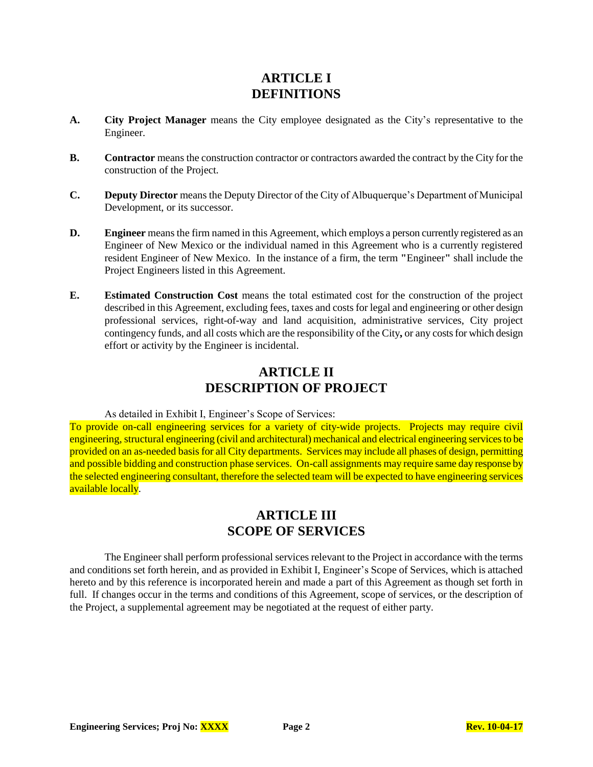# ARTICLE I
# DEFINITIONS

**A.** **City Project Manager** means the City employee designated as the City's representative to the Engineer.

**B.** **Contractor** means the construction contractor or contractors awarded the contract by the City for the construction of the Project.

**C.** **Deputy Director** means the Deputy Director of the City of Albuquerque's Department of Municipal Development, or its successor.

**D.** **Engineer** means the firm named in this Agreement, which employs a person currently registered as an Engineer of New Mexico or the individual named in this Agreement who is a currently registered resident Engineer of New Mexico. In the instance of a firm, the term "Engineer" shall include the Project Engineers listed in this Agreement.

**E.** **Estimated Construction Cost** means the total estimated cost for the construction of the project described in this Agreement, excluding fees, taxes and costs for legal and engineering or other design professional services, right-of-way and land acquisition, administrative services, City project contingency funds, and all costs which are the responsibility of the City**,** or any costs for which design effort or activity by the Engineer is incidental.

# ARTICLE II
# DESCRIPTION OF PROJECT

As detailed in Exhibit I, Engineer's Scope of Services:
To provide on-call engineering services for a variety of city-wide projects. Projects may require civil engineering, structural engineering (civil and architectural) mechanical and electrical engineering services to be provided on an as-needed basis for all City departments. Services may include all phases of design, permitting and possible bidding and construction phase services. On-call assignments may require same day response by the selected engineering consultant, therefore the selected team will be expected to have engineering services available locally.

# ARTICLE III
# SCOPE OF SERVICES

The Engineer shall perform professional services relevant to the Project in accordance with the terms and conditions set forth herein, and as provided in Exhibit I, Engineer's Scope of Services, which is attached hereto and by this reference is incorporated herein and made a part of this Agreement as though set forth in full. If changes occur in the terms and conditions of this Agreement, scope of services, or the description of the Project, a supplemental agreement may be negotiated at the request of either party.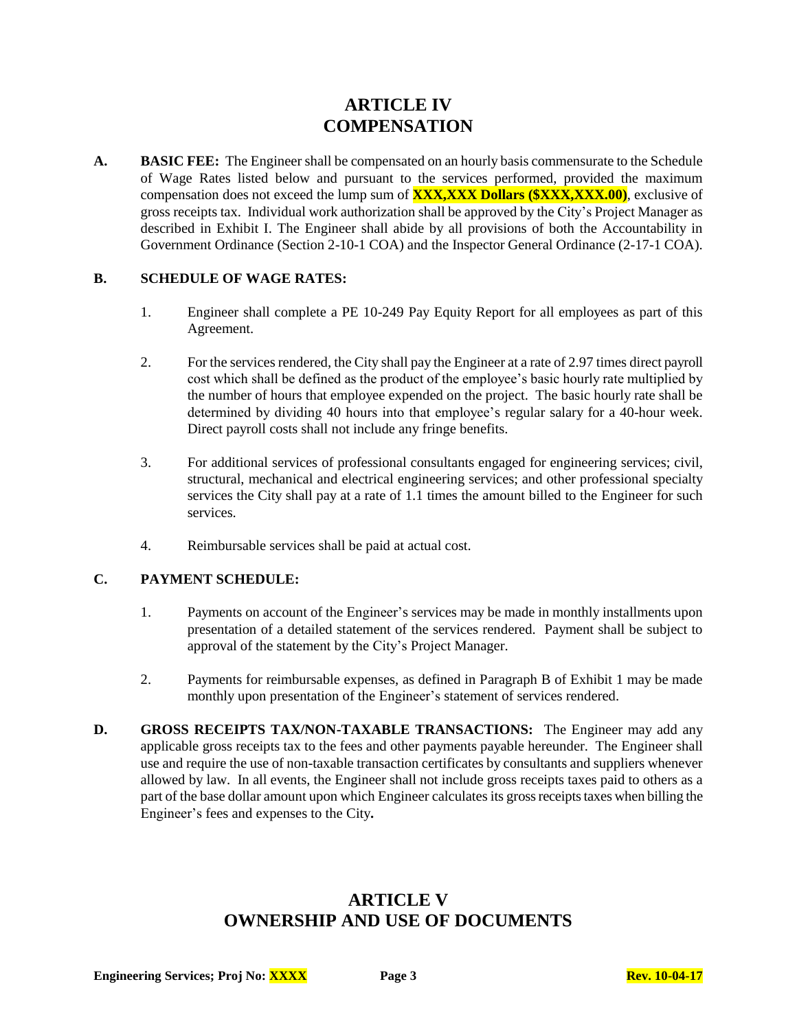# ARTICLE IV
# COMPENSATION

**A. BASIC FEE:** The Engineer shall be compensated on an hourly basis commensurate to the Schedule of Wage Rates listed below and pursuant to the services performed, provided the maximum compensation does not exceed the lump sum of **XXX,XXX Dollars ($XXX,XXX.00)**, exclusive of gross receipts tax. Individual work authorization shall be approved by the City's Project Manager as described in Exhibit I. The Engineer shall abide by all provisions of both the Accountability in Government Ordinance (Section 2-10-1 COA) and the Inspector General Ordinance (2-17-1 COA).

**B. SCHEDULE OF WAGE RATES:**

1. Engineer shall complete a PE 10-249 Pay Equity Report for all employees as part of this Agreement.

2. For the services rendered, the City shall pay the Engineer at a rate of 2.97 times direct payroll cost which shall be defined as the product of the employee's basic hourly rate multiplied by the number of hours that employee expended on the project. The basic hourly rate shall be determined by dividing 40 hours into that employee's regular salary for a 40-hour week. Direct payroll costs shall not include any fringe benefits.

3. For additional services of professional consultants engaged for engineering services; civil, structural, mechanical and electrical engineering services; and other professional specialty services the City shall pay at a rate of 1.1 times the amount billed to the Engineer for such services.

4. Reimbursable services shall be paid at actual cost.

**C. PAYMENT SCHEDULE:**

1. Payments on account of the Engineer's services may be made in monthly installments upon presentation of a detailed statement of the services rendered. Payment shall be subject to approval of the statement by the City's Project Manager.

2. Payments for reimbursable expenses, as defined in Paragraph B of Exhibit 1 may be made monthly upon presentation of the Engineer's statement of services rendered.

**D. GROSS RECEIPTS TAX/NON-TAXABLE TRANSACTIONS:** The Engineer may add any applicable gross receipts tax to the fees and other payments payable hereunder. The Engineer shall use and require the use of non-taxable transaction certificates by consultants and suppliers whenever allowed by law. In all events, the Engineer shall not include gross receipts taxes paid to others as a part of the base dollar amount upon which Engineer calculates its gross receipts taxes when billing the Engineer's fees and expenses to the City**.**

# ARTICLE V
# OWNERSHIP AND USE OF DOCUMENTS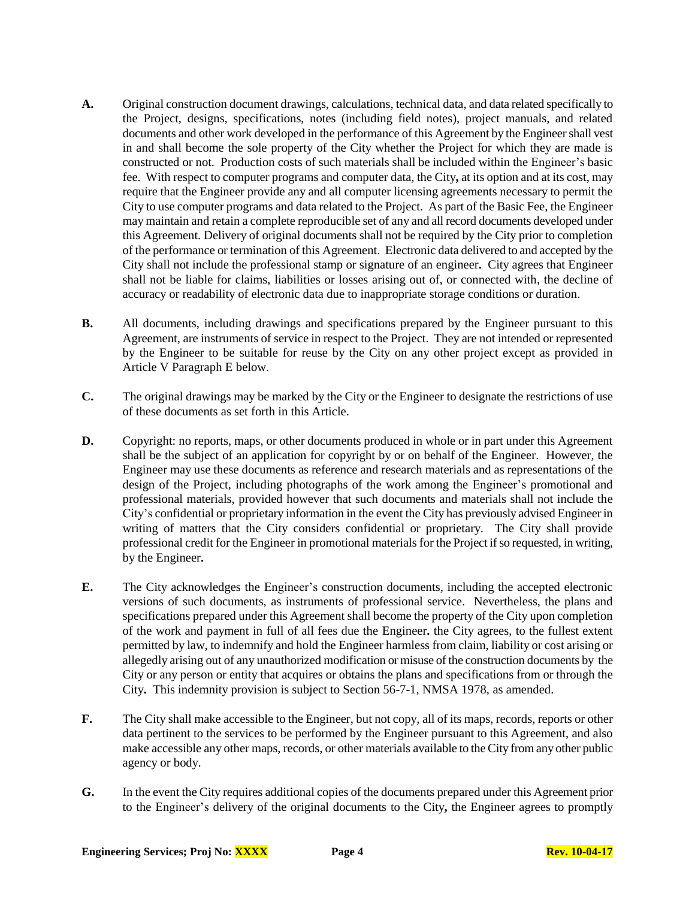**A.** Original construction document drawings, calculations, technical data, and data related specifically to the Project, designs, specifications, notes (including field notes), project manuals, and related documents and other work developed in the performance of this Agreement by the Engineer shall vest in and shall become the sole property of the City whether the Project for which they are made is constructed or not. Production costs of such materials shall be included within the Engineer's basic fee. With respect to computer programs and computer data, the City**,** at its option and at its cost, may require that the Engineer provide any and all computer licensing agreements necessary to permit the City to use computer programs and data related to the Project. As part of the Basic Fee, the Engineer may maintain and retain a complete reproducible set of any and all record documents developed under this Agreement. Delivery of original documents shall not be required by the City prior to completion of the performance or termination of this Agreement. Electronic data delivered to and accepted by the City shall not include the professional stamp or signature of an engineer**.** City agrees that Engineer shall not be liable for claims, liabilities or losses arising out of, or connected with, the decline of accuracy or readability of electronic data due to inappropriate storage conditions or duration.

**B.** All documents, including drawings and specifications prepared by the Engineer pursuant to this Agreement, are instruments of service in respect to the Project. They are not intended or represented by the Engineer to be suitable for reuse by the City on any other project except as provided in Article V Paragraph E below.

**C.** The original drawings may be marked by the City or the Engineer to designate the restrictions of use of these documents as set forth in this Article.

**D.** Copyright: no reports, maps, or other documents produced in whole or in part under this Agreement shall be the subject of an application for copyright by or on behalf of the Engineer. However, the Engineer may use these documents as reference and research materials and as representations of the design of the Project, including photographs of the work among the Engineer's promotional and professional materials, provided however that such documents and materials shall not include the City's confidential or proprietary information in the event the City has previously advised Engineer in writing of matters that the City considers confidential or proprietary. The City shall provide professional credit for the Engineer in promotional materials for the Project if so requested, in writing, by the Engineer**.**

**E.** The City acknowledges the Engineer's construction documents, including the accepted electronic versions of such documents, as instruments of professional service. Nevertheless, the plans and specifications prepared under this Agreement shall become the property of the City upon completion of the work and payment in full of all fees due the Engineer**.** the City agrees, to the fullest extent permitted by law, to indemnify and hold the Engineer harmless from claim, liability or cost arising or allegedly arising out of any unauthorized modification or misuse of the construction documents by the City or any person or entity that acquires or obtains the plans and specifications from or through the City**.** This indemnity provision is subject to Section 56-7-1, NMSA 1978, as amended.

**F.** The City shall make accessible to the Engineer, but not copy, all of its maps, records, reports or other data pertinent to the services to be performed by the Engineer pursuant to this Agreement, and also make accessible any other maps, records, or other materials available to the City from any other public agency or body.

**G.** In the event the City requires additional copies of the documents prepared under this Agreement prior to the Engineer's delivery of the original documents to the City**,** the Engineer agrees to promptly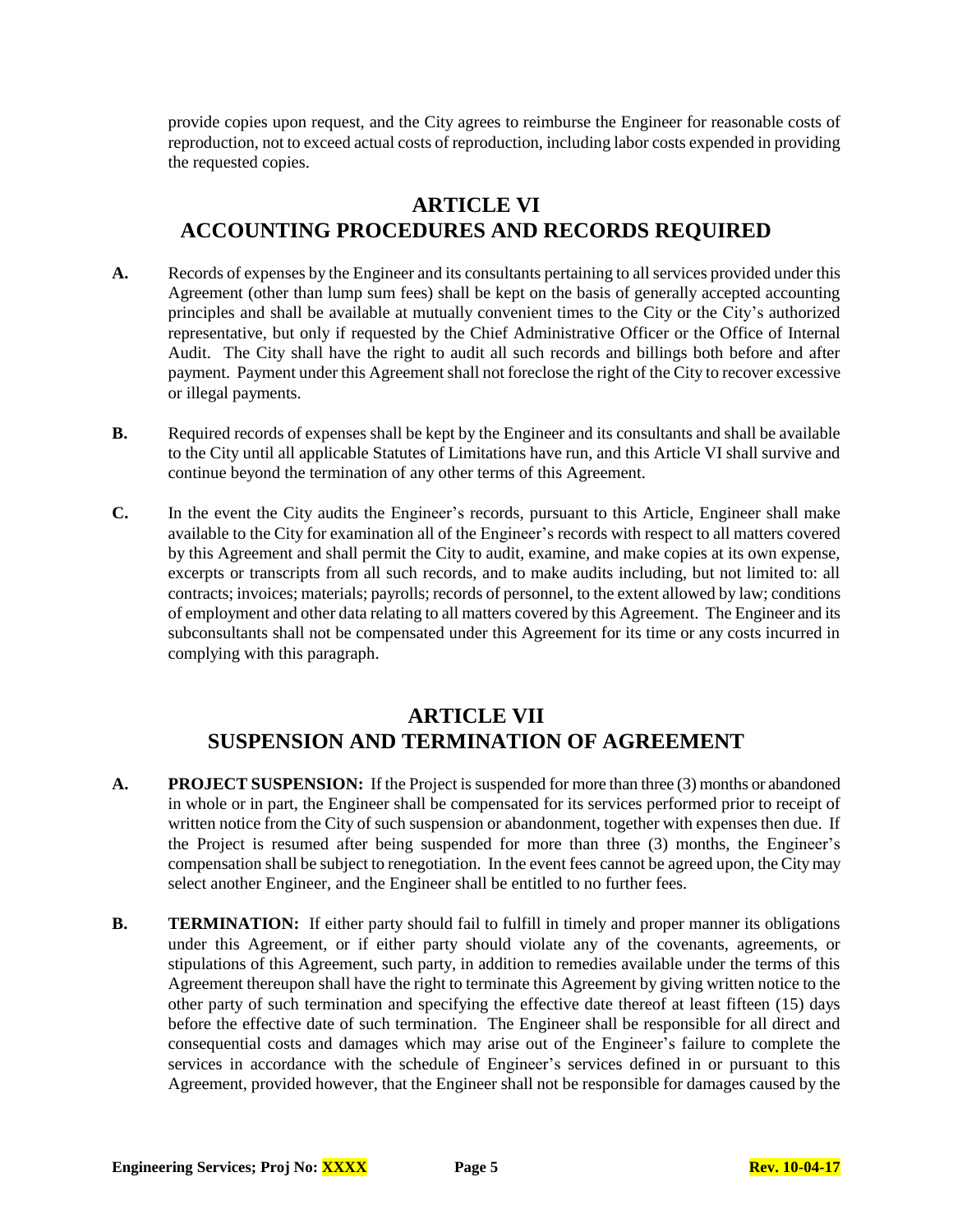provide copies upon request, and the City agrees to reimburse the Engineer for reasonable costs of reproduction, not to exceed actual costs of reproduction, including labor costs expended in providing the requested copies.

## ARTICLE VI
## ACCOUNTING PROCEDURES AND RECORDS REQUIRED

**A.** Records of expenses by the Engineer and its consultants pertaining to all services provided under this Agreement (other than lump sum fees) shall be kept on the basis of generally accepted accounting principles and shall be available at mutually convenient times to the City or the City's authorized representative, but only if requested by the Chief Administrative Officer or the Office of Internal Audit. The City shall have the right to audit all such records and billings both before and after payment. Payment under this Agreement shall not foreclose the right of the City to recover excessive or illegal payments.

**B.** Required records of expenses shall be kept by the Engineer and its consultants and shall be available to the City until all applicable Statutes of Limitations have run, and this Article VI shall survive and continue beyond the termination of any other terms of this Agreement.

**C.** In the event the City audits the Engineer's records, pursuant to this Article, Engineer shall make available to the City for examination all of the Engineer's records with respect to all matters covered by this Agreement and shall permit the City to audit, examine, and make copies at its own expense, excerpts or transcripts from all such records, and to make audits including, but not limited to: all contracts; invoices; materials; payrolls; records of personnel, to the extent allowed by law; conditions of employment and other data relating to all matters covered by this Agreement. The Engineer and its subconsultants shall not be compensated under this Agreement for its time or any costs incurred in complying with this paragraph.

## ARTICLE VII
## SUSPENSION AND TERMINATION OF AGREEMENT

**A.** **PROJECT SUSPENSION:** If the Project is suspended for more than three (3) months or abandoned in whole or in part, the Engineer shall be compensated for its services performed prior to receipt of written notice from the City of such suspension or abandonment, together with expenses then due. If the Project is resumed after being suspended for more than three (3) months, the Engineer's compensation shall be subject to renegotiation. In the event fees cannot be agreed upon, the City may select another Engineer, and the Engineer shall be entitled to no further fees.

**B.** **TERMINATION:** If either party should fail to fulfill in timely and proper manner its obligations under this Agreement, or if either party should violate any of the covenants, agreements, or stipulations of this Agreement, such party, in addition to remedies available under the terms of this Agreement thereupon shall have the right to terminate this Agreement by giving written notice to the other party of such termination and specifying the effective date thereof at least fifteen (15) days before the effective date of such termination. The Engineer shall be responsible for all direct and consequential costs and damages which may arise out of the Engineer's failure to complete the services in accordance with the schedule of Engineer's services defined in or pursuant to this Agreement, provided however, that the Engineer shall not be responsible for damages caused by the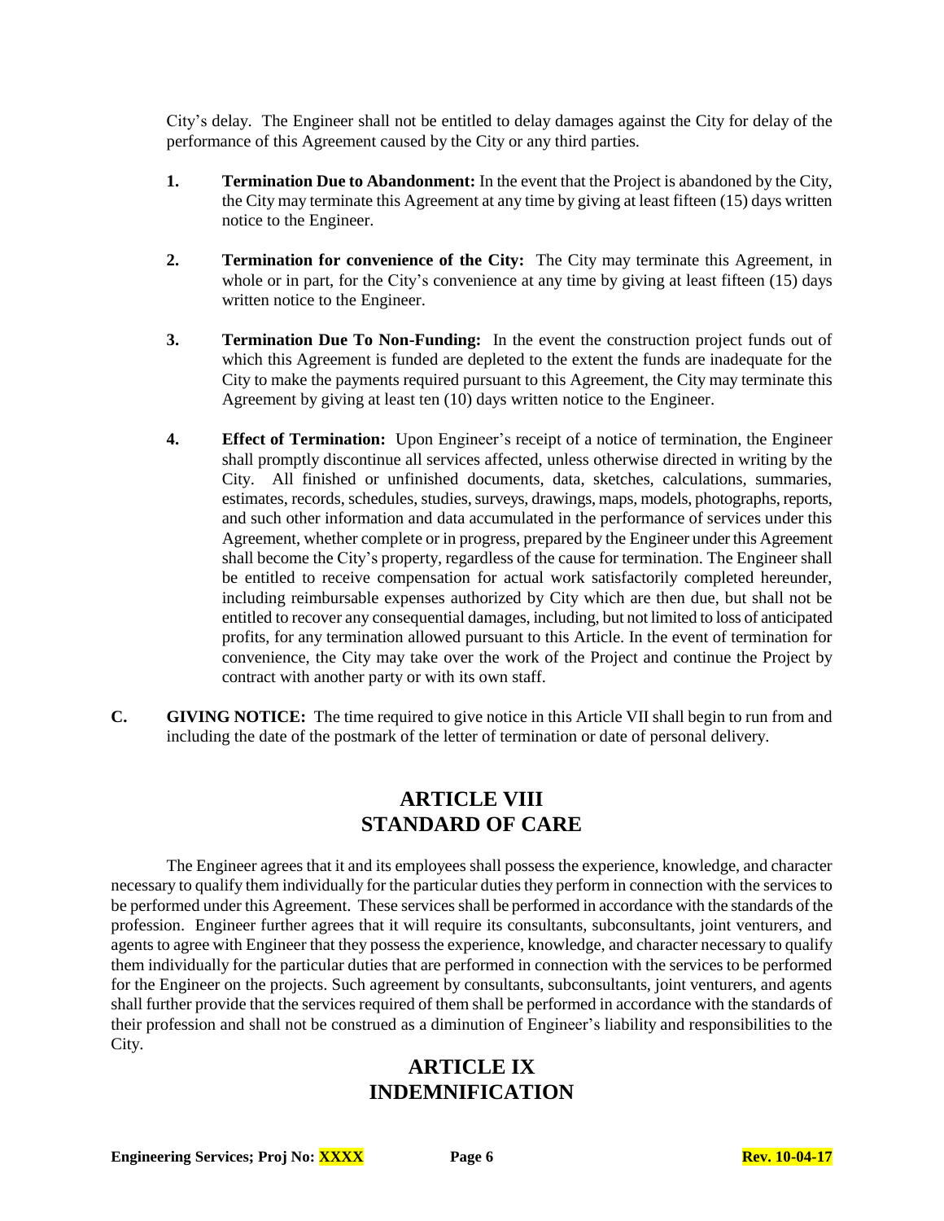City's delay. The Engineer shall not be entitled to delay damages against the City for delay of the performance of this Agreement caused by the City or any third parties.

1. **Termination Due to Abandonment:** In the event that the Project is abandoned by the City, the City may terminate this Agreement at any time by giving at least fifteen (15) days written notice to the Engineer.

2. **Termination for convenience of the City:** The City may terminate this Agreement, in whole or in part, for the City's convenience at any time by giving at least fifteen (15) days written notice to the Engineer.

3. **Termination Due To Non-Funding:** In the event the construction project funds out of which this Agreement is funded are depleted to the extent the funds are inadequate for the City to make the payments required pursuant to this Agreement, the City may terminate this Agreement by giving at least ten (10) days written notice to the Engineer.

4. **Effect of Termination:** Upon Engineer's receipt of a notice of termination, the Engineer shall promptly discontinue all services affected, unless otherwise directed in writing by the City. All finished or unfinished documents, data, sketches, calculations, summaries, estimates, records, schedules, studies, surveys, drawings, maps, models, photographs, reports, and such other information and data accumulated in the performance of services under this Agreement, whether complete or in progress, prepared by the Engineer under this Agreement shall become the City's property, regardless of the cause for termination. The Engineer shall be entitled to receive compensation for actual work satisfactorily completed hereunder, including reimbursable expenses authorized by City which are then due, but shall not be entitled to recover any consequential damages, including, but not limited to loss of anticipated profits, for any termination allowed pursuant to this Article. In the event of termination for convenience, the City may take over the work of the Project and continue the Project by contract with another party or with its own staff.

**C. GIVING NOTICE:** The time required to give notice in this Article VII shall begin to run from and including the date of the postmark of the letter of termination or date of personal delivery.

## ARTICLE VIII
## STANDARD OF CARE

The Engineer agrees that it and its employees shall possess the experience, knowledge, and character necessary to qualify them individually for the particular duties they perform in connection with the services to be performed under this Agreement. These services shall be performed in accordance with the standards of the profession. Engineer further agrees that it will require its consultants, subconsultants, joint venturers, and agents to agree with Engineer that they possess the experience, knowledge, and character necessary to qualify them individually for the particular duties that are performed in connection with the services to be performed for the Engineer on the projects. Such agreement by consultants, subconsultants, joint venturers, and agents shall further provide that the services required of them shall be performed in accordance with the standards of their profession and shall not be construed as a diminution of Engineer's liability and responsibilities to the City.

## ARTICLE IX
## INDEMNIFICATION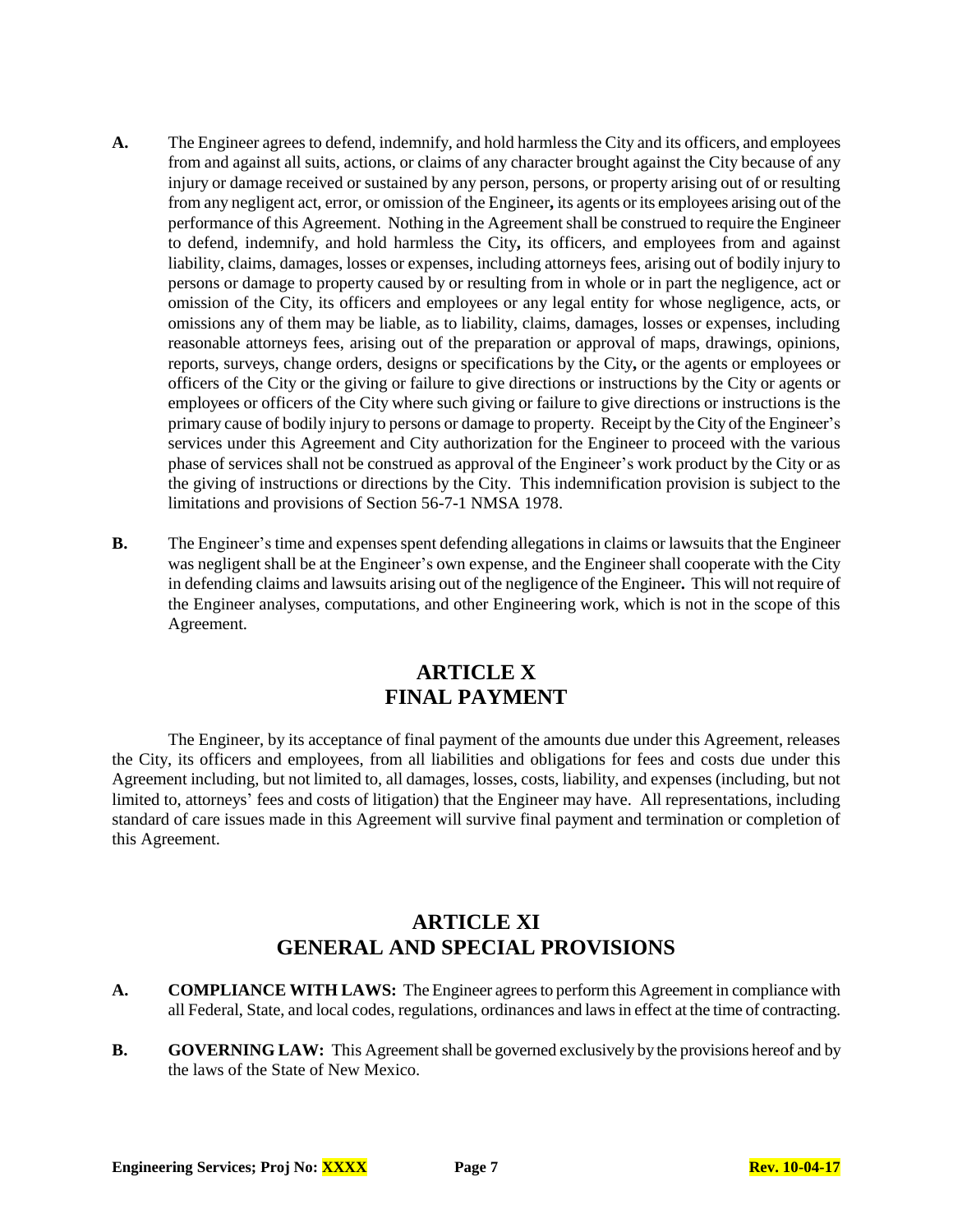**A.** The Engineer agrees to defend, indemnify, and hold harmless the City and its officers, and employees from and against all suits, actions, or claims of any character brought against the City because of any injury or damage received or sustained by any person, persons, or property arising out of or resulting from any negligent act, error, or omission of the Engineer**,** its agents or its employees arising out of the performance of this Agreement. Nothing in the Agreement shall be construed to require the Engineer to defend, indemnify, and hold harmless the City**,** its officers, and employees from and against liability, claims, damages, losses or expenses, including attorneys fees, arising out of bodily injury to persons or damage to property caused by or resulting from in whole or in part the negligence, act or omission of the City, its officers and employees or any legal entity for whose negligence, acts, or omissions any of them may be liable, as to liability, claims, damages, losses or expenses, including reasonable attorneys fees, arising out of the preparation or approval of maps, drawings, opinions, reports, surveys, change orders, designs or specifications by the City**,** or the agents or employees or officers of the City or the giving or failure to give directions or instructions by the City or agents or employees or officers of the City where such giving or failure to give directions or instructions is the primary cause of bodily injury to persons or damage to property. Receipt by the City of the Engineer's services under this Agreement and City authorization for the Engineer to proceed with the various phase of services shall not be construed as approval of the Engineer's work product by the City or as the giving of instructions or directions by the City. This indemnification provision is subject to the limitations and provisions of Section 56-7-1 NMSA 1978.

**B.** The Engineer's time and expenses spent defending allegations in claims or lawsuits that the Engineer was negligent shall be at the Engineer's own expense, and the Engineer shall cooperate with the City in defending claims and lawsuits arising out of the negligence of the Engineer**.** This will not require of the Engineer analyses, computations, and other Engineering work, which is not in the scope of this Agreement.

## ARTICLE X
## FINAL PAYMENT

The Engineer, by its acceptance of final payment of the amounts due under this Agreement, releases the City, its officers and employees, from all liabilities and obligations for fees and costs due under this Agreement including, but not limited to, all damages, losses, costs, liability, and expenses (including, but not limited to, attorneys' fees and costs of litigation) that the Engineer may have. All representations, including standard of care issues made in this Agreement will survive final payment and termination or completion of this Agreement.

## ARTICLE XI
## GENERAL AND SPECIAL PROVISIONS

**A. COMPLIANCE WITH LAWS:** The Engineer agrees to perform this Agreement in compliance with all Federal, State, and local codes, regulations, ordinances and laws in effect at the time of contracting.

**B. GOVERNING LAW:** This Agreement shall be governed exclusively by the provisions hereof and by the laws of the State of New Mexico.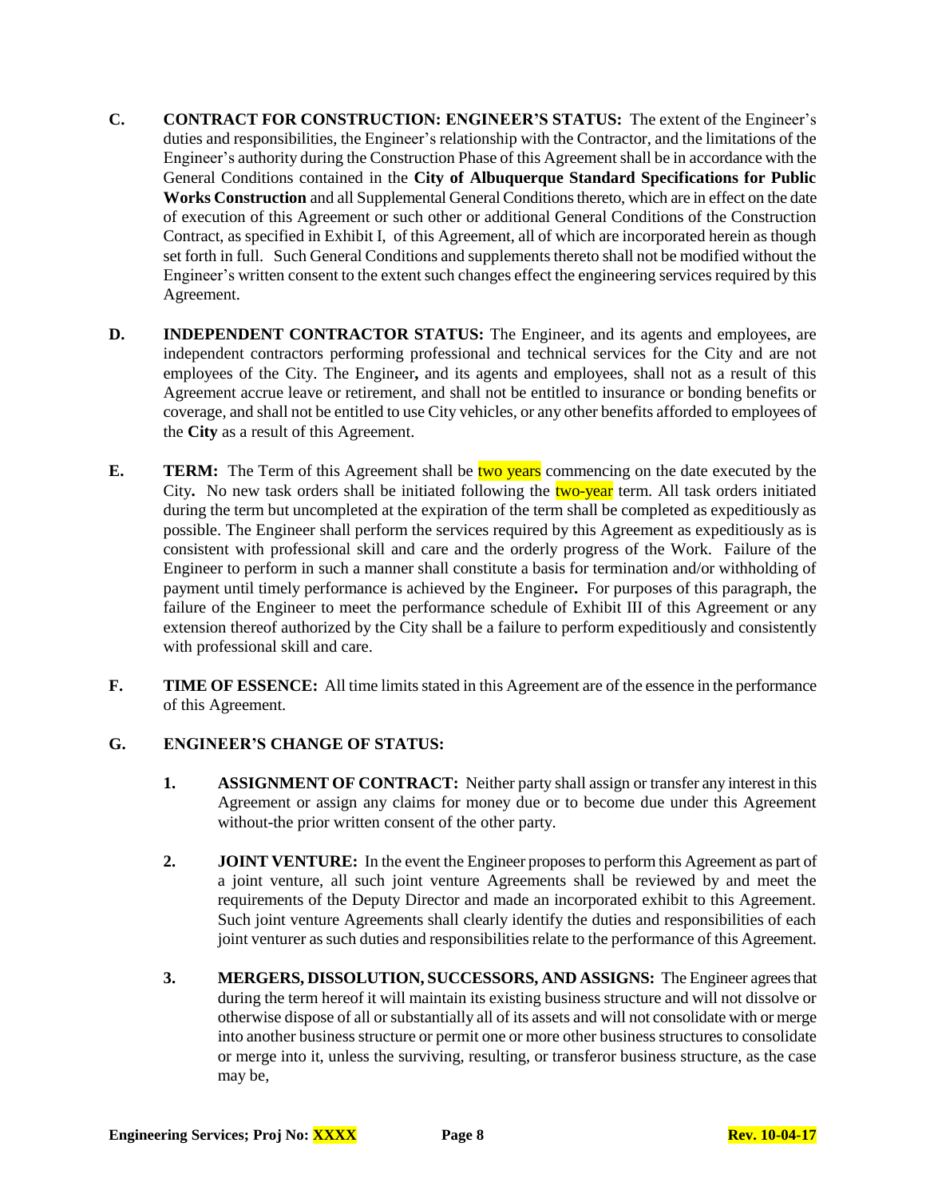**C. CONTRACT FOR CONSTRUCTION: ENGINEER'S STATUS:** The extent of the Engineer's duties and responsibilities, the Engineer's relationship with the Contractor, and the limitations of the Engineer's authority during the Construction Phase of this Agreement shall be in accordance with the General Conditions contained in the **City of Albuquerque Standard Specifications for Public Works Construction** and all Supplemental General Conditions thereto, which are in effect on the date of execution of this Agreement or such other or additional General Conditions of the Construction Contract, as specified in Exhibit I, of this Agreement, all of which are incorporated herein as though set forth in full. Such General Conditions and supplements thereto shall not be modified without the Engineer's written consent to the extent such changes effect the engineering services required by this Agreement.

**D. INDEPENDENT CONTRACTOR STATUS:** The Engineer, and its agents and employees, are independent contractors performing professional and technical services for the City and are not employees of the City. The Engineer**,** and its agents and employees, shall not as a result of this Agreement accrue leave or retirement, and shall not be entitled to insurance or bonding benefits or coverage, and shall not be entitled to use City vehicles, or any other benefits afforded to employees of the **City** as a result of this Agreement.

**E. TERM:** The Term of this Agreement shall be two years commencing on the date executed by the City**.** No new task orders shall be initiated following the two-year term. All task orders initiated during the term but uncompleted at the expiration of the term shall be completed as expeditiously as possible. The Engineer shall perform the services required by this Agreement as expeditiously as is consistent with professional skill and care and the orderly progress of the Work. Failure of the Engineer to perform in such a manner shall constitute a basis for termination and/or withholding of payment until timely performance is achieved by the Engineer**.** For purposes of this paragraph, the failure of the Engineer to meet the performance schedule of Exhibit III of this Agreement or any extension thereof authorized by the City shall be a failure to perform expeditiously and consistently with professional skill and care.

**F. TIME OF ESSENCE:** All time limits stated in this Agreement are of the essence in the performance of this Agreement.

**G. ENGINEER'S CHANGE OF STATUS:**

**1. ASSIGNMENT OF CONTRACT:** Neither party shall assign or transfer any interest in this Agreement or assign any claims for money due or to become due under this Agreement without-the prior written consent of the other party.

**2. JOINT VENTURE:** In the event the Engineer proposes to perform this Agreement as part of a joint venture, all such joint venture Agreements shall be reviewed by and meet the requirements of the Deputy Director and made an incorporated exhibit to this Agreement. Such joint venture Agreements shall clearly identify the duties and responsibilities of each joint venturer as such duties and responsibilities relate to the performance of this Agreement.

**3. MERGERS, DISSOLUTION, SUCCESSORS, AND ASSIGNS:** The Engineer agrees that during the term hereof it will maintain its existing business structure and will not dissolve or otherwise dispose of all or substantially all of its assets and will not consolidate with or merge into another business structure or permit one or more other business structures to consolidate or merge into it, unless the surviving, resulting, or transferor business structure, as the case may be,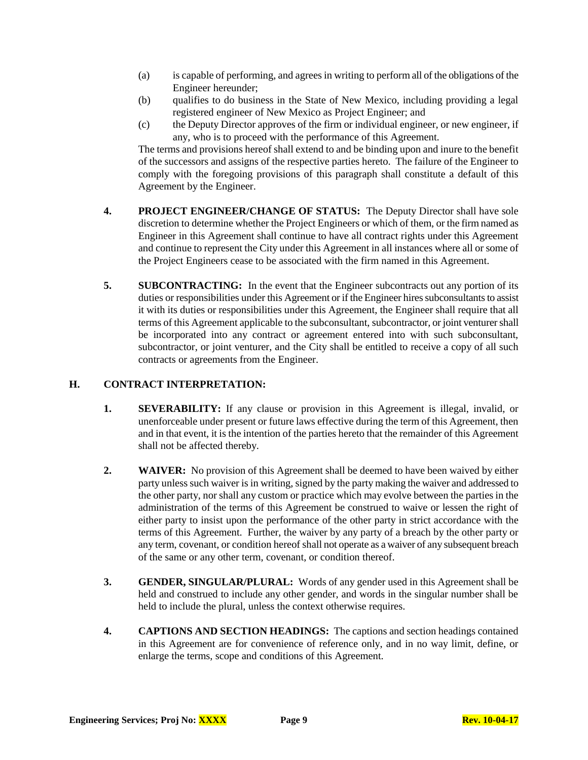(a) is capable of performing, and agrees in writing to perform all of the obligations of the Engineer hereunder;

(b) qualifies to do business in the State of New Mexico, including providing a legal registered engineer of New Mexico as Project Engineer; and

(c) the Deputy Director approves of the firm or individual engineer, or new engineer, if any, who is to proceed with the performance of this Agreement.

The terms and provisions hereof shall extend to and be binding upon and inure to the benefit of the successors and assigns of the respective parties hereto. The failure of the Engineer to comply with the foregoing provisions of this paragraph shall constitute a default of this Agreement by the Engineer.

**4. PROJECT ENGINEER/CHANGE OF STATUS:** The Deputy Director shall have sole discretion to determine whether the Project Engineers or which of them, or the firm named as Engineer in this Agreement shall continue to have all contract rights under this Agreement and continue to represent the City under this Agreement in all instances where all or some of the Project Engineers cease to be associated with the firm named in this Agreement.

**5. SUBCONTRACTING:** In the event that the Engineer subcontracts out any portion of its duties or responsibilities under this Agreement or if the Engineer hires subconsultants to assist it with its duties or responsibilities under this Agreement, the Engineer shall require that all terms of this Agreement applicable to the subconsultant, subcontractor, or joint venturer shall be incorporated into any contract or agreement entered into with such subconsultant, subcontractor, or joint venturer, and the City shall be entitled to receive a copy of all such contracts or agreements from the Engineer.

## H. CONTRACT INTERPRETATION:

**1. SEVERABILITY:** If any clause or provision in this Agreement is illegal, invalid, or unenforceable under present or future laws effective during the term of this Agreement, then and in that event, it is the intention of the parties hereto that the remainder of this Agreement shall not be affected thereby.

**2. WAIVER:** No provision of this Agreement shall be deemed to have been waived by either party unless such waiver is in writing, signed by the party making the waiver and addressed to the other party, nor shall any custom or practice which may evolve between the parties in the administration of the terms of this Agreement be construed to waive or lessen the right of either party to insist upon the performance of the other party in strict accordance with the terms of this Agreement. Further, the waiver by any party of a breach by the other party or any term, covenant, or condition hereof shall not operate as a waiver of any subsequent breach of the same or any other term, covenant, or condition thereof.

**3. GENDER, SINGULAR/PLURAL:** Words of any gender used in this Agreement shall be held and construed to include any other gender, and words in the singular number shall be held to include the plural, unless the context otherwise requires.

**4. CAPTIONS AND SECTION HEADINGS:** The captions and section headings contained in this Agreement are for convenience of reference only, and in no way limit, define, or enlarge the terms, scope and conditions of this Agreement.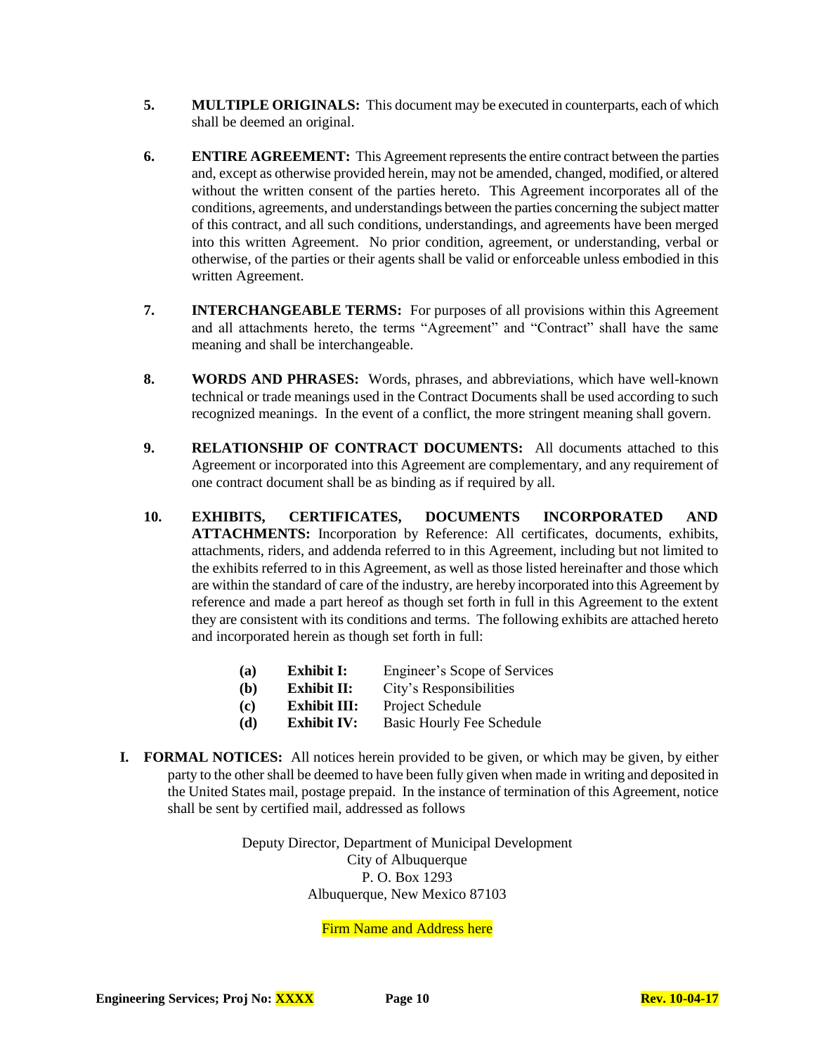**5. MULTIPLE ORIGINALS:** This document may be executed in counterparts, each of which shall be deemed an original.

**6. ENTIRE AGREEMENT:** This Agreement represents the entire contract between the parties and, except as otherwise provided herein, may not be amended, changed, modified, or altered without the written consent of the parties hereto. This Agreement incorporates all of the conditions, agreements, and understandings between the parties concerning the subject matter of this contract, and all such conditions, understandings, and agreements have been merged into this written Agreement. No prior condition, agreement, or understanding, verbal or otherwise, of the parties or their agents shall be valid or enforceable unless embodied in this written Agreement.

**7. INTERCHANGEABLE TERMS:** For purposes of all provisions within this Agreement and all attachments hereto, the terms "Agreement" and "Contract" shall have the same meaning and shall be interchangeable.

**8. WORDS AND PHRASES:** Words, phrases, and abbreviations, which have well-known technical or trade meanings used in the Contract Documents shall be used according to such recognized meanings. In the event of a conflict, the more stringent meaning shall govern.

**9. RELATIONSHIP OF CONTRACT DOCUMENTS:** All documents attached to this Agreement or incorporated into this Agreement are complementary, and any requirement of one contract document shall be as binding as if required by all.

**10. EXHIBITS, CERTIFICATES, DOCUMENTS INCORPORATED AND ATTACHMENTS:** Incorporation by Reference: All certificates, documents, exhibits, attachments, riders, and addenda referred to in this Agreement, including but not limited to the exhibits referred to in this Agreement, as well as those listed hereinafter and those which are within the standard of care of the industry, are hereby incorporated into this Agreement by reference and made a part hereof as though set forth in full in this Agreement to the extent they are consistent with its conditions and terms. The following exhibits are attached hereto and incorporated herein as though set forth in full:

- **(a) Exhibit I:** Engineer's Scope of Services
- **(b) Exhibit II:** City's Responsibilities
- **(c) Exhibit III:** Project Schedule
- **(d) Exhibit IV:** Basic Hourly Fee Schedule

**I. FORMAL NOTICES:** All notices herein provided to be given, or which may be given, by either party to the other shall be deemed to have been fully given when made in writing and deposited in the United States mail, postage prepaid. In the instance of termination of this Agreement, notice shall be sent by certified mail, addressed as follows

Deputy Director, Department of Municipal Development
City of Albuquerque
P. O. Box 1293
Albuquerque, New Mexico 87103

Firm Name and Address here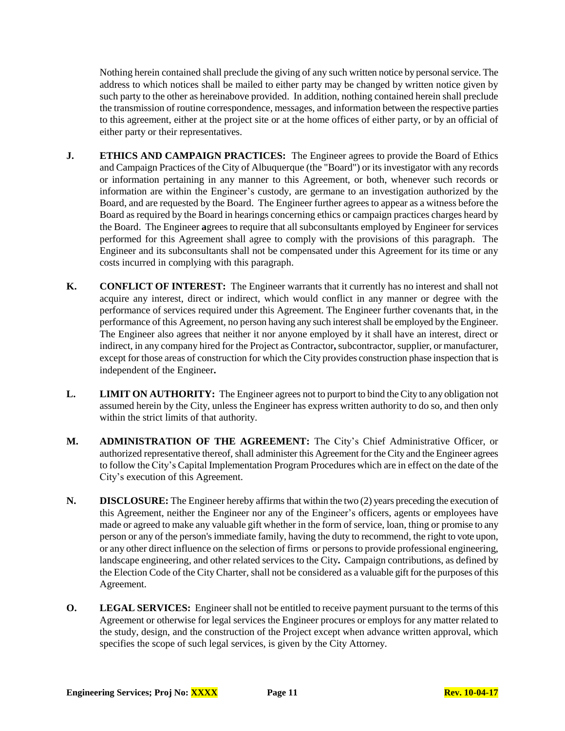Nothing herein contained shall preclude the giving of any such written notice by personal service. The address to which notices shall be mailed to either party may be changed by written notice given by such party to the other as hereinabove provided. In addition, nothing contained herein shall preclude the transmission of routine correspondence, messages, and information between the respective parties to this agreement, either at the project site or at the home offices of either party, or by an official of either party or their representatives.

**J. ETHICS AND CAMPAIGN PRACTICES:** The Engineer agrees to provide the Board of Ethics and Campaign Practices of the City of Albuquerque (the "Board") or its investigator with any records or information pertaining in any manner to this Agreement, or both, whenever such records or information are within the Engineer's custody, are germane to an investigation authorized by the Board, and are requested by the Board. The Engineer further agrees to appear as a witness before the Board as required by the Board in hearings concerning ethics or campaign practices charges heard by the Board. The Engineer **a**grees to require that all subconsultants employed by Engineer for services performed for this Agreement shall agree to comply with the provisions of this paragraph. The Engineer and its subconsultants shall not be compensated under this Agreement for its time or any costs incurred in complying with this paragraph.

**K. CONFLICT OF INTEREST:** The Engineer warrants that it currently has no interest and shall not acquire any interest, direct or indirect, which would conflict in any manner or degree with the performance of services required under this Agreement. The Engineer further covenants that, in the performance of this Agreement, no person having any such interest shall be employed by the Engineer. The Engineer also agrees that neither it nor anyone employed by it shall have an interest, direct or indirect, in any company hired for the Project as Contractor**,** subcontractor, supplier, or manufacturer, except for those areas of construction for which the City provides construction phase inspection that is independent of the Engineer**.**

**L. LIMIT ON AUTHORITY:** The Engineer agrees not to purport to bind the City to any obligation not assumed herein by the City, unless the Engineer has express written authority to do so, and then only within the strict limits of that authority.

**M. ADMINISTRATION OF THE AGREEMENT:** The City's Chief Administrative Officer, or authorized representative thereof, shall administer this Agreement for the City and the Engineer agrees to follow the City's Capital Implementation Program Procedures which are in effect on the date of the City's execution of this Agreement.

**N. DISCLOSURE:** The Engineer hereby affirms that within the two (2) years preceding the execution of this Agreement, neither the Engineer nor any of the Engineer's officers, agents or employees have made or agreed to make any valuable gift whether in the form of service, loan, thing or promise to any person or any of the person's immediate family, having the duty to recommend, the right to vote upon, or any other direct influence on the selection of firms or persons to provide professional engineering, landscape engineering, and other related services to the City**.** Campaign contributions, as defined by the Election Code of the City Charter, shall not be considered as a valuable gift for the purposes of this Agreement.

**O. LEGAL SERVICES:** Engineer shall not be entitled to receive payment pursuant to the terms of this Agreement or otherwise for legal services the Engineer procures or employs for any matter related to the study, design, and the construction of the Project except when advance written approval, which specifies the scope of such legal services, is given by the City Attorney.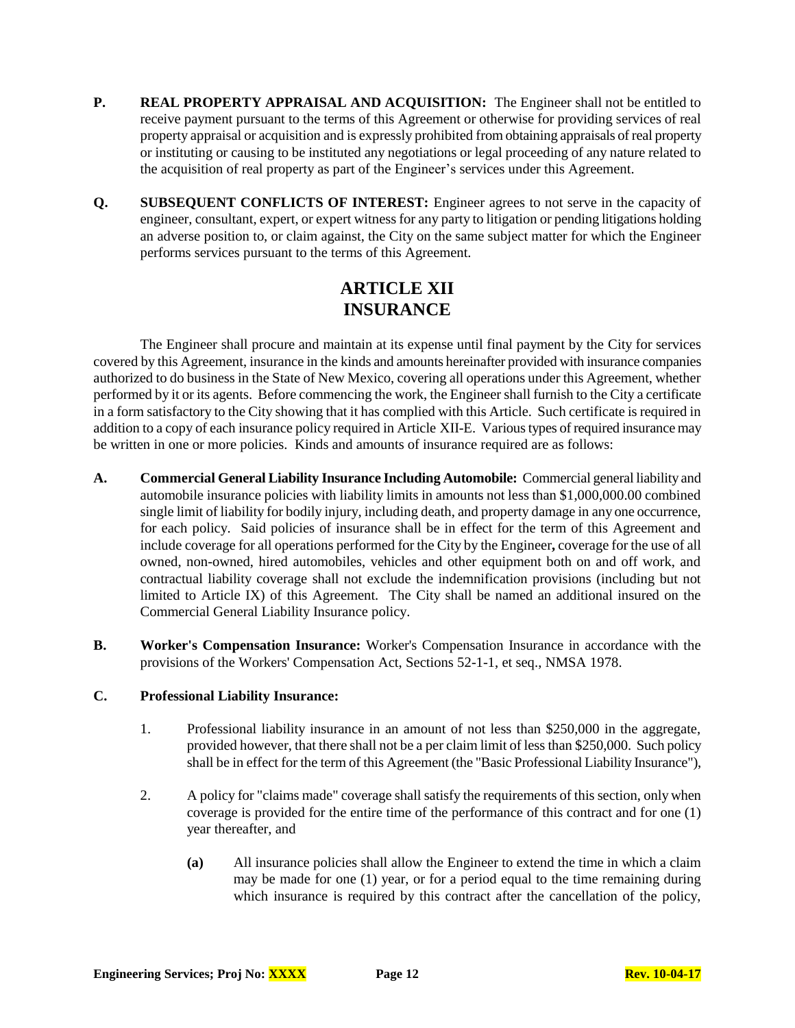**P. REAL PROPERTY APPRAISAL AND ACQUISITION:** The Engineer shall not be entitled to receive payment pursuant to the terms of this Agreement or otherwise for providing services of real property appraisal or acquisition and is expressly prohibited from obtaining appraisals of real property or instituting or causing to be instituted any negotiations or legal proceeding of any nature related to the acquisition of real property as part of the Engineer's services under this Agreement.

**Q. SUBSEQUENT CONFLICTS OF INTEREST:** Engineer agrees to not serve in the capacity of engineer, consultant, expert, or expert witness for any party to litigation or pending litigations holding an adverse position to, or claim against, the City on the same subject matter for which the Engineer performs services pursuant to the terms of this Agreement.

# ARTICLE XII
# INSURANCE

The Engineer shall procure and maintain at its expense until final payment by the City for services covered by this Agreement, insurance in the kinds and amounts hereinafter provided with insurance companies authorized to do business in the State of New Mexico, covering all operations under this Agreement, whether performed by it or its agents. Before commencing the work, the Engineer shall furnish to the City a certificate in a form satisfactory to the City showing that it has complied with this Article. Such certificate is required in addition to a copy of each insurance policy required in Article XII-E. Various types of required insurance may be written in one or more policies. Kinds and amounts of insurance required are as follows:

**A. Commercial General Liability Insurance Including Automobile:** Commercial general liability and automobile insurance policies with liability limits in amounts not less than $1,000,000.00 combined single limit of liability for bodily injury, including death, and property damage in any one occurrence, for each policy. Said policies of insurance shall be in effect for the term of this Agreement and include coverage for all operations performed for the City by the Engineer**,** coverage for the use of all owned, non-owned, hired automobiles, vehicles and other equipment both on and off work, and contractual liability coverage shall not exclude the indemnification provisions (including but not limited to Article IX) of this Agreement. The City shall be named an additional insured on the Commercial General Liability Insurance policy.

**B. Worker's Compensation Insurance:** Worker's Compensation Insurance in accordance with the provisions of the Workers' Compensation Act, Sections 52-1-1, et seq., NMSA 1978.

**C. Professional Liability Insurance:**

1. Professional liability insurance in an amount of not less than $250,000 in the aggregate, provided however, that there shall not be a per claim limit of less than $250,000. Such policy shall be in effect for the term of this Agreement (the "Basic Professional Liability Insurance"),

2. A policy for "claims made" coverage shall satisfy the requirements of this section, only when coverage is provided for the entire time of the performance of this contract and for one (1) year thereafter, and

   **(a)** All insurance policies shall allow the Engineer to extend the time in which a claim may be made for one (1) year, or for a period equal to the time remaining during which insurance is required by this contract after the cancellation of the policy,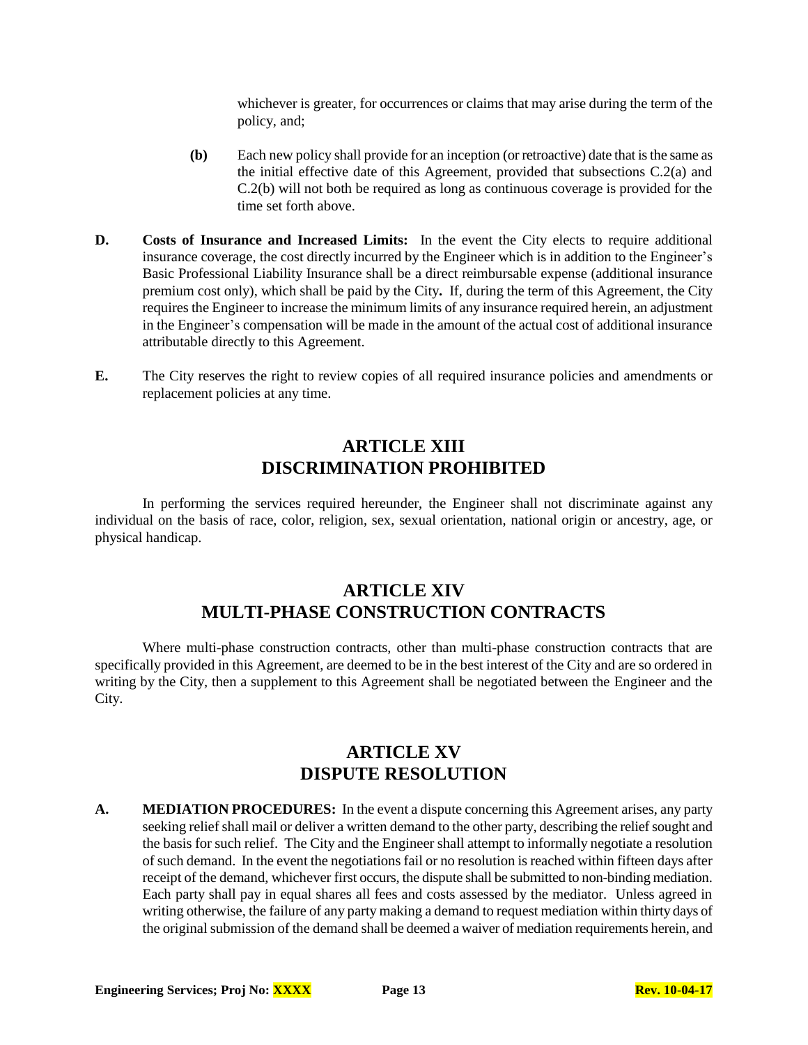whichever is greater, for occurrences or claims that may arise during the term of the policy, and;

**(b)** Each new policy shall provide for an inception (or retroactive) date that is the same as the initial effective date of this Agreement, provided that subsections C.2(a) and C.2(b) will not both be required as long as continuous coverage is provided for the time set forth above.

**D.** **Costs of Insurance and Increased Limits:** In the event the City elects to require additional insurance coverage, the cost directly incurred by the Engineer which is in addition to the Engineer's Basic Professional Liability Insurance shall be a direct reimbursable expense (additional insurance premium cost only), which shall be paid by the City**.** If, during the term of this Agreement, the City requires the Engineer to increase the minimum limits of any insurance required herein, an adjustment in the Engineer's compensation will be made in the amount of the actual cost of additional insurance attributable directly to this Agreement.

**E.** The City reserves the right to review copies of all required insurance policies and amendments or replacement policies at any time.

## ARTICLE XIII
## DISCRIMINATION PROHIBITED

In performing the services required hereunder, the Engineer shall not discriminate against any individual on the basis of race, color, religion, sex, sexual orientation, national origin or ancestry, age, or physical handicap.

## ARTICLE XIV
## MULTI-PHASE CONSTRUCTION CONTRACTS

Where multi-phase construction contracts, other than multi-phase construction contracts that are specifically provided in this Agreement, are deemed to be in the best interest of the City and are so ordered in writing by the City, then a supplement to this Agreement shall be negotiated between the Engineer and the City.

## ARTICLE XV
## DISPUTE RESOLUTION

**A.** **MEDIATION PROCEDURES:** In the event a dispute concerning this Agreement arises, any party seeking relief shall mail or deliver a written demand to the other party, describing the relief sought and the basis for such relief. The City and the Engineer shall attempt to informally negotiate a resolution of such demand. In the event the negotiations fail or no resolution is reached within fifteen days after receipt of the demand, whichever first occurs, the dispute shall be submitted to non-binding mediation. Each party shall pay in equal shares all fees and costs assessed by the mediator. Unless agreed in writing otherwise, the failure of any party making a demand to request mediation within thirty days of the original submission of the demand shall be deemed a waiver of mediation requirements herein, and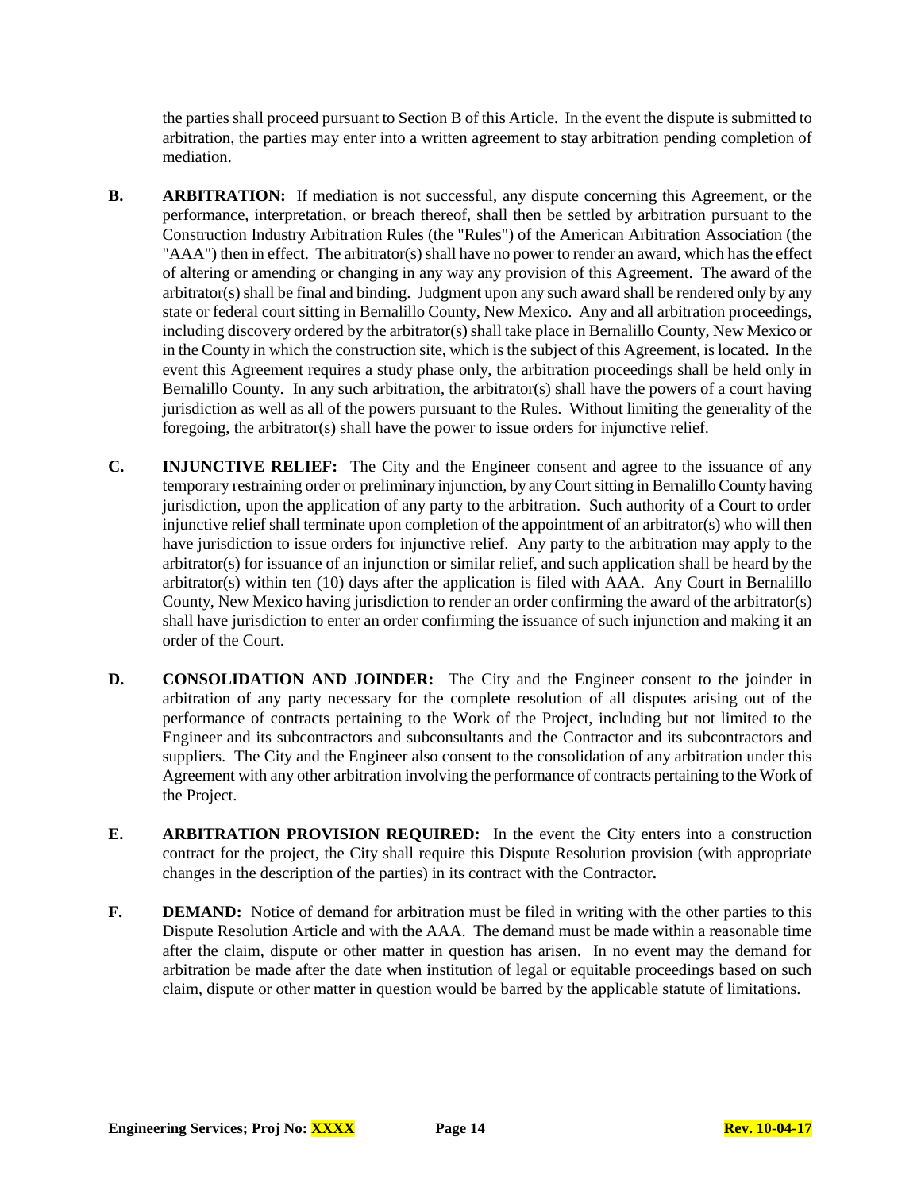the parties shall proceed pursuant to Section B of this Article. In the event the dispute is submitted to arbitration, the parties may enter into a written agreement to stay arbitration pending completion of mediation.

**B. ARBITRATION:** If mediation is not successful, any dispute concerning this Agreement, or the performance, interpretation, or breach thereof, shall then be settled by arbitration pursuant to the Construction Industry Arbitration Rules (the "Rules") of the American Arbitration Association (the "AAA") then in effect. The arbitrator(s) shall have no power to render an award, which has the effect of altering or amending or changing in any way any provision of this Agreement. The award of the arbitrator(s) shall be final and binding. Judgment upon any such award shall be rendered only by any state or federal court sitting in Bernalillo County, New Mexico. Any and all arbitration proceedings, including discovery ordered by the arbitrator(s) shall take place in Bernalillo County, New Mexico or in the County in which the construction site, which is the subject of this Agreement, is located. In the event this Agreement requires a study phase only, the arbitration proceedings shall be held only in Bernalillo County. In any such arbitration, the arbitrator(s) shall have the powers of a court having jurisdiction as well as all of the powers pursuant to the Rules. Without limiting the generality of the foregoing, the arbitrator(s) shall have the power to issue orders for injunctive relief.

**C. INJUNCTIVE RELIEF:** The City and the Engineer consent and agree to the issuance of any temporary restraining order or preliminary injunction, by any Court sitting in Bernalillo County having jurisdiction, upon the application of any party to the arbitration. Such authority of a Court to order injunctive relief shall terminate upon completion of the appointment of an arbitrator(s) who will then have jurisdiction to issue orders for injunctive relief. Any party to the arbitration may apply to the arbitrator(s) for issuance of an injunction or similar relief, and such application shall be heard by the arbitrator(s) within ten (10) days after the application is filed with AAA. Any Court in Bernalillo County, New Mexico having jurisdiction to render an order confirming the award of the arbitrator(s) shall have jurisdiction to enter an order confirming the issuance of such injunction and making it an order of the Court.

**D. CONSOLIDATION AND JOINDER:** The City and the Engineer consent to the joinder in arbitration of any party necessary for the complete resolution of all disputes arising out of the performance of contracts pertaining to the Work of the Project, including but not limited to the Engineer and its subcontractors and subconsultants and the Contractor and its subcontractors and suppliers. The City and the Engineer also consent to the consolidation of any arbitration under this Agreement with any other arbitration involving the performance of contracts pertaining to the Work of the Project.

**E. ARBITRATION PROVISION REQUIRED:** In the event the City enters into a construction contract for the project, the City shall require this Dispute Resolution provision (with appropriate changes in the description of the parties) in its contract with the Contractor**.**

**F. DEMAND:** Notice of demand for arbitration must be filed in writing with the other parties to this Dispute Resolution Article and with the AAA. The demand must be made within a reasonable time after the claim, dispute or other matter in question has arisen. In no event may the demand for arbitration be made after the date when institution of legal or equitable proceedings based on such claim, dispute or other matter in question would be barred by the applicable statute of limitations.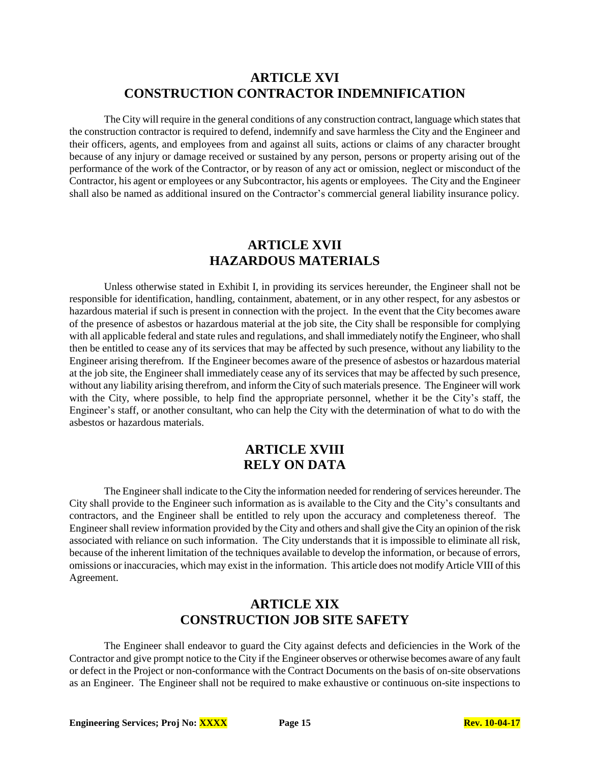## ARTICLE XVI
## CONSTRUCTION CONTRACTOR INDEMNIFICATION

The City will require in the general conditions of any construction contract, language which states that the construction contractor is required to defend, indemnify and save harmless the City and the Engineer and their officers, agents, and employees from and against all suits, actions or claims of any character brought because of any injury or damage received or sustained by any person, persons or property arising out of the performance of the work of the Contractor, or by reason of any act or omission, neglect or misconduct of the Contractor, his agent or employees or any Subcontractor, his agents or employees. The City and the Engineer shall also be named as additional insured on the Contractor's commercial general liability insurance policy.

## ARTICLE XVII
## HAZARDOUS MATERIALS

Unless otherwise stated in Exhibit I, in providing its services hereunder, the Engineer shall not be responsible for identification, handling, containment, abatement, or in any other respect, for any asbestos or hazardous material if such is present in connection with the project. In the event that the City becomes aware of the presence of asbestos or hazardous material at the job site, the City shall be responsible for complying with all applicable federal and state rules and regulations, and shall immediately notify the Engineer, who shall then be entitled to cease any of its services that may be affected by such presence, without any liability to the Engineer arising therefrom. If the Engineer becomes aware of the presence of asbestos or hazardous material at the job site, the Engineer shall immediately cease any of its services that may be affected by such presence, without any liability arising therefrom, and inform the City of such materials presence. The Engineer will work with the City, where possible, to help find the appropriate personnel, whether it be the City's staff, the Engineer's staff, or another consultant, who can help the City with the determination of what to do with the asbestos or hazardous materials.

## ARTICLE XVIII
## RELY ON DATA

The Engineer shall indicate to the City the information needed for rendering of services hereunder. The City shall provide to the Engineer such information as is available to the City and the City's consultants and contractors, and the Engineer shall be entitled to rely upon the accuracy and completeness thereof. The Engineer shall review information provided by the City and others and shall give the City an opinion of the risk associated with reliance on such information. The City understands that it is impossible to eliminate all risk, because of the inherent limitation of the techniques available to develop the information, or because of errors, omissions or inaccuracies, which may exist in the information. This article does not modify Article VIII of this Agreement.

## ARTICLE XIX
## CONSTRUCTION JOB SITE SAFETY

The Engineer shall endeavor to guard the City against defects and deficiencies in the Work of the Contractor and give prompt notice to the City if the Engineer observes or otherwise becomes aware of any fault or defect in the Project or non-conformance with the Contract Documents on the basis of on-site observations as an Engineer. The Engineer shall not be required to make exhaustive or continuous on-site inspections to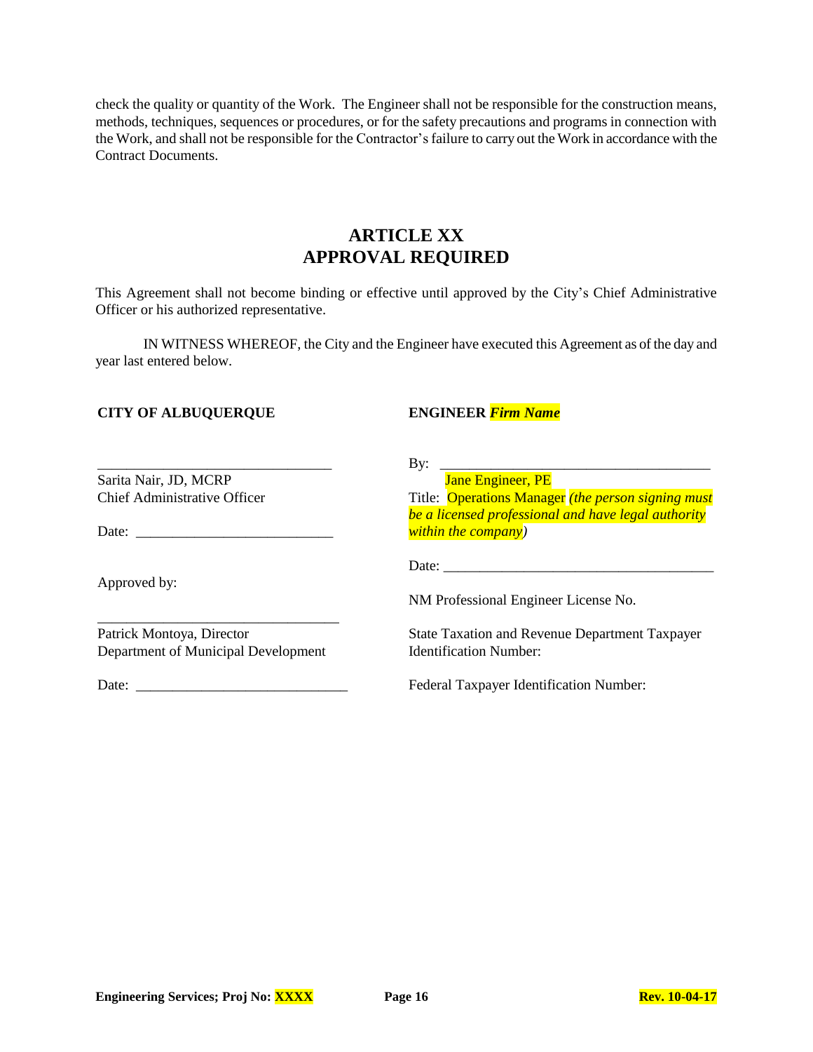check the quality or quantity of the Work. The Engineer shall not be responsible for the construction means, methods, techniques, sequences or procedures, or for the safety precautions and programs in connection with the Work, and shall not be responsible for the Contractor's failure to carry out the Work in accordance with the Contract Documents.

# ARTICLE XX
# APPROVAL REQUIRED

This Agreement shall not become binding or effective until approved by the City's Chief Administrative Officer or his authorized representative.

IN WITNESS WHEREOF, the City and the Engineer have executed this Agreement as of the day and year last entered below.

**CITY OF ALBUQUERQUE**

________________________________
Sarita Nair, JD, MCRP
Chief Administrative Officer

Date: ___________________________

Approved by:

________________________________
Patrick Montoya, Director
Department of Municipal Development

Date: ___________________________

**ENGINEER *Firm Name***

By: ____________________________________
Jane Engineer, PE
Title: Operations Manager *(the person signing must be a licensed professional and have legal authority within the company)*

Date: ____________________________________

NM Professional Engineer License No.

State Taxation and Revenue Department Taxpayer Identification Number:

Federal Taxpayer Identification Number: